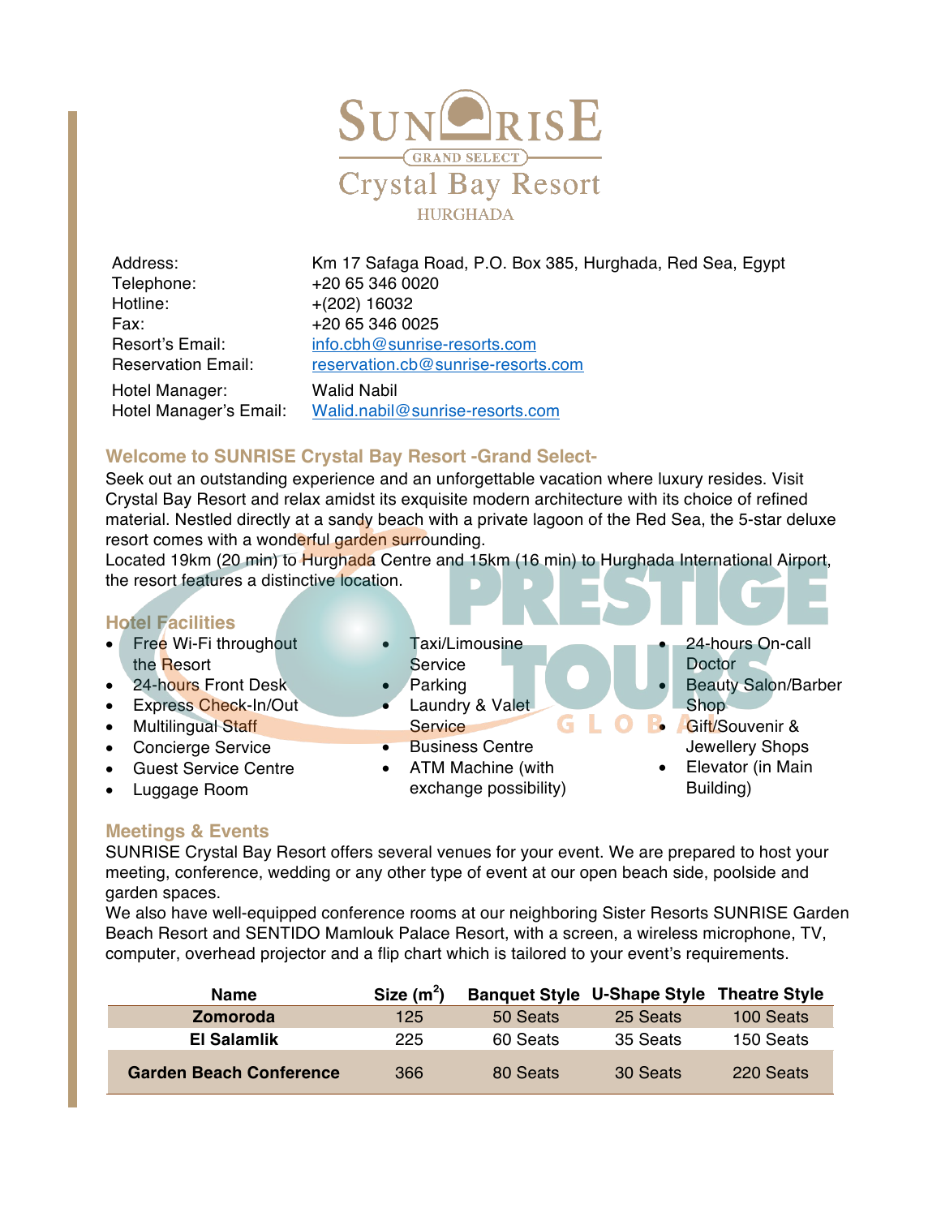# SUNRISE Crystal Bay Resort

GRAND SELECT

HURGHADA

| | |
|---|---|
| Address: | Km 17 Safaga Road, P.O. Box 385, Hurghada, Red Sea, Egypt |
| Telephone: | +20 65 346 0020 |
| Hotline: | +(202) 16032 |
| Fax: | +20 65 346 0025 |
| Resort's Email: | info.cbh@sunrise-resorts.com |
| Reservation Email: | reservation.cb@sunrise-resorts.com |
| Hotel Manager: | Walid Nabil |
| Hotel Manager's Email: | Walid.nabil@sunrise-resorts.com |

## Welcome to SUNRISE Crystal Bay Resort -Grand Select-

Seek out an outstanding experience and an unforgettable vacation where luxury resides. Visit Crystal Bay Resort and relax amidst its exquisite modern architecture with its choice of refined material. Nestled directly at a sandy beach with a private lagoon of the Red Sea, the 5-star deluxe resort comes with a wonderful garden surrounding.
Located 19km (20 min) to Hurghada Centre and 15km (16 min) to Hurghada International Airport, the resort features a distinctive location.

## Hotel Facilities

- Free Wi-Fi throughout the Resort
- 24-hours Front Desk
- Express Check-In/Out
- Multilingual Staff
- Concierge Service
- Guest Service Centre
- Luggage Room
- Taxi/Limousine Service
- Parking
- Laundry & Valet Service
- Business Centre
- ATM Machine (with exchange possibility)
- 24-hours On-call Doctor
- Beauty Salon/Barber Shop
- Gift/Souvenir & Jewellery Shops
- Elevator (in Main Building)

## Meetings & Events

SUNRISE Crystal Bay Resort offers several venues for your event. We are prepared to host your meeting, conference, wedding or any other type of event at our open beach side, poolside and garden spaces.
We also have well-equipped conference rooms at our neighboring Sister Resorts SUNRISE Garden Beach Resort and SENTIDO Mamlouk Palace Resort, with a screen, a wireless microphone, TV, computer, overhead projector and a flip chart which is tailored to your event's requirements.

| Name | Size ($m^2$) | Banquet Style | U-Shape Style | Theatre Style |
|---|---|---|---|---|
| **Zomoroda** | 125 | 50 Seats | 25 Seats | 100 Seats |
| **El Salamlik** | 225 | 60 Seats | 35 Seats | 150 Seats |
| **Garden Beach Conference** | 366 | 80 Seats | 30 Seats | 220 Seats |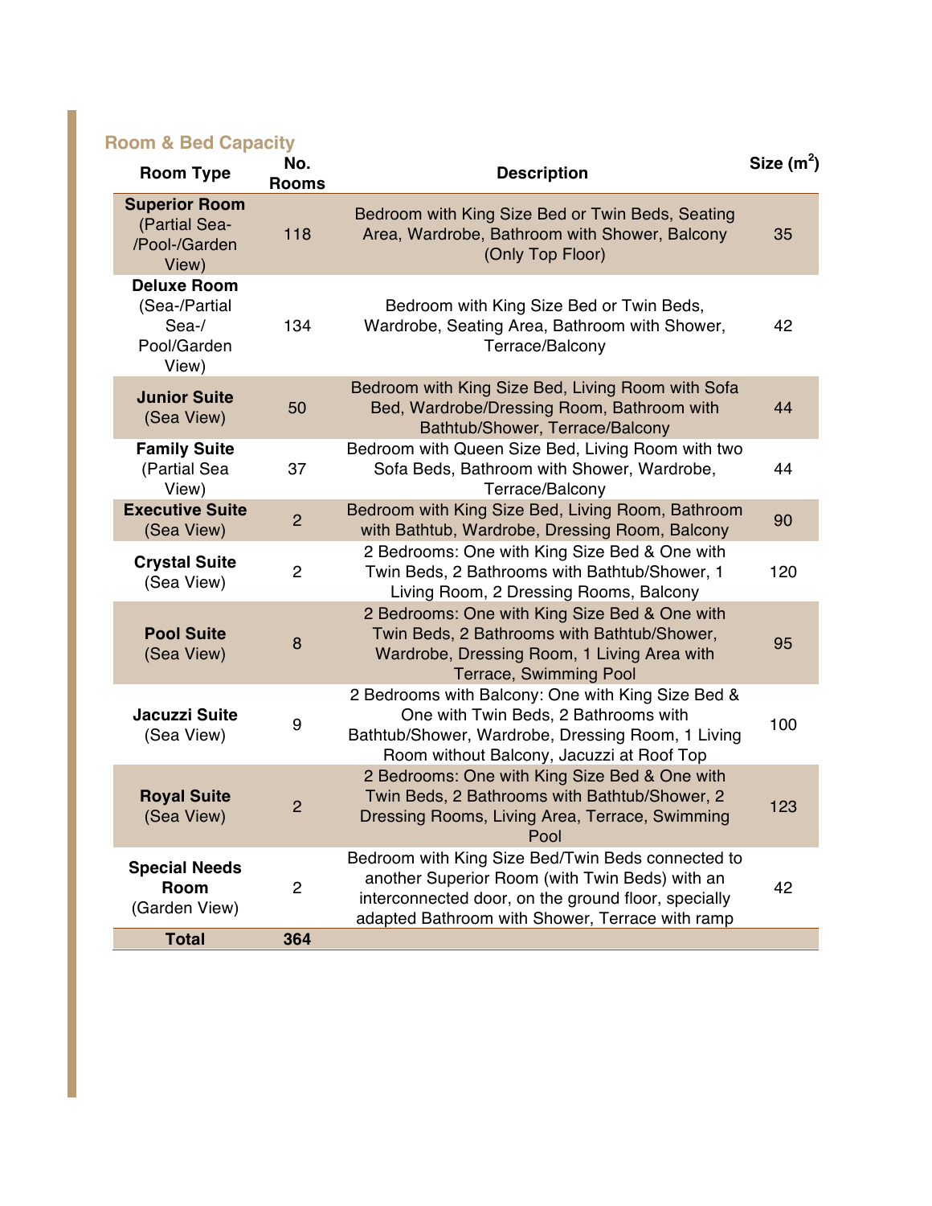## Room & Bed Capacity

| Room Type | No. Rooms | Description | Size ($m^2$) |
|---|---|---|---|
| **Superior Room** (Partial Sea-/Pool-/Garden View) | 118 | Bedroom with King Size Bed or Twin Beds, Seating Area, Wardrobe, Bathroom with Shower, Balcony (Only Top Floor) | 35 |
| **Deluxe Room** (Sea-/Partial Sea-/ Pool/Garden View) | 134 | Bedroom with King Size Bed or Twin Beds, Wardrobe, Seating Area, Bathroom with Shower, Terrace/Balcony | 42 |
| **Junior Suite** (Sea View) | 50 | Bedroom with King Size Bed, Living Room with Sofa Bed, Wardrobe/Dressing Room, Bathroom with Bathtub/Shower, Terrace/Balcony | 44 |
| **Family Suite** (Partial Sea View) | 37 | Bedroom with Queen Size Bed, Living Room with two Sofa Beds, Bathroom with Shower, Wardrobe, Terrace/Balcony | 44 |
| **Executive Suite** (Sea View) | 2 | Bedroom with King Size Bed, Living Room, Bathroom with Bathtub, Wardrobe, Dressing Room, Balcony | 90 |
| **Crystal Suite** (Sea View) | 2 | 2 Bedrooms: One with King Size Bed & One with Twin Beds, 2 Bathrooms with Bathtub/Shower, 1 Living Room, 2 Dressing Rooms, Balcony | 120 |
| **Pool Suite** (Sea View) | 8 | 2 Bedrooms: One with King Size Bed & One with Twin Beds, 2 Bathrooms with Bathtub/Shower, Wardrobe, Dressing Room, 1 Living Area with Terrace, Swimming Pool | 95 |
| **Jacuzzi Suite** (Sea View) | 9 | 2 Bedrooms with Balcony: One with King Size Bed & One with Twin Beds, 2 Bathrooms with Bathtub/Shower, Wardrobe, Dressing Room, 1 Living Room without Balcony, Jacuzzi at Roof Top | 100 |
| **Royal Suite** (Sea View) | 2 | 2 Bedrooms: One with King Size Bed & One with Twin Beds, 2 Bathrooms with Bathtub/Shower, 2 Dressing Rooms, Living Area, Terrace, Swimming Pool | 123 |
| **Special Needs Room** (Garden View) | 2 | Bedroom with King Size Bed/Twin Beds connected to another Superior Room (with Twin Beds) with an interconnected door, on the ground floor, specially adapted Bathroom with Shower, Terrace with ramp | 42 |
| **Total** | **364** | | |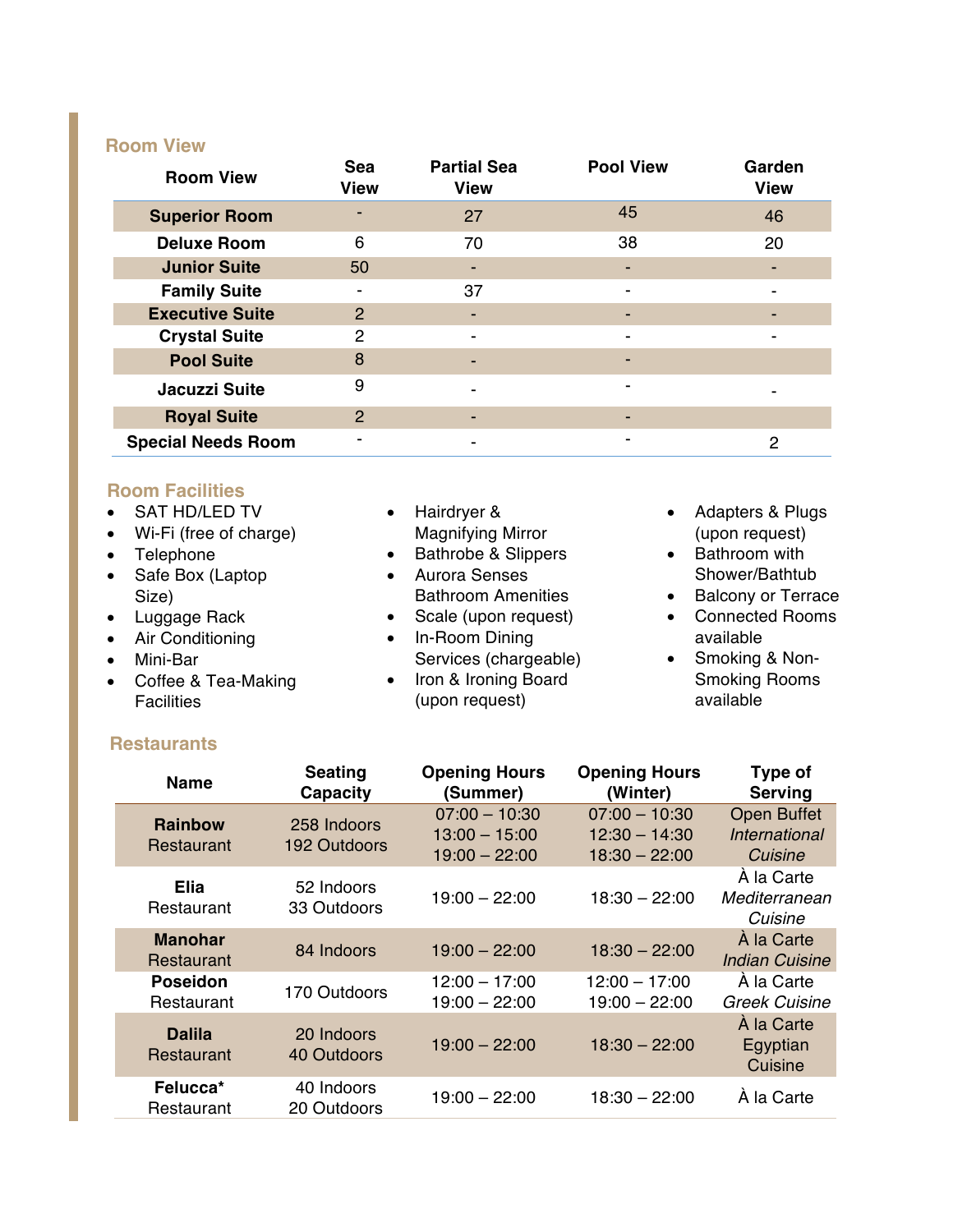## Room View

| Room View | Sea View | Partial Sea View | Pool View | Garden View |
|---|---|---|---|---|
| **Superior Room** | - | 27 | 45 | 46 |
| **Deluxe Room** | 6 | 70 | 38 | 20 |
| **Junior Suite** | 50 | - | - | - |
| **Family Suite** | - | 37 | - | - |
| **Executive Suite** | 2 | - | - | - |
| **Crystal Suite** | 2 | - | - | - |
| **Pool Suite** | 8 | - | - | |
| **Jacuzzi Suite** | 9 | - | - | - |
| **Royal Suite** | 2 | - | - | |
| **Special Needs Room** | - | - | - | 2 |

## Room Facilities

- SAT HD/LED TV
- Wi-Fi (free of charge)
- Telephone
- Safe Box (Laptop Size)
- Luggage Rack
- Air Conditioning
- Mini-Bar
- Coffee & Tea-Making Facilities
- Hairdryer & Magnifying Mirror
- Bathrobe & Slippers
- Aurora Senses Bathroom Amenities
- Scale (upon request)
- In-Room Dining Services (chargeable)
- Iron & Ironing Board (upon request)
- Adapters & Plugs (upon request)
- Bathroom with Shower/Bathtub
- Balcony or Terrace
- Connected Rooms available
- Smoking & Non-Smoking Rooms available

## Restaurants

| Name | Seating Capacity | Opening Hours (Summer) | Opening Hours (Winter) | Type of Serving |
|---|---|---|---|---|
| **Rainbow** Restaurant | 258 Indoors 192 Outdoors | 07:00 – 10:30 13:00 – 15:00 19:00 – 22:00 | 07:00 – 10:30 12:30 – 14:30 18:30 – 22:00 | Open Buffet *International Cuisine* |
| **Elia** Restaurant | 52 Indoors 33 Outdoors | 19:00 – 22:00 | 18:30 – 22:00 | À la Carte *Mediterranean Cuisine* |
| **Manohar** Restaurant | 84 Indoors | 19:00 – 22:00 | 18:30 – 22:00 | À la Carte *Indian Cuisine* |
| **Poseidon** Restaurant | 170 Outdoors | 12:00 – 17:00 19:00 – 22:00 | 12:00 – 17:00 19:00 – 22:00 | À la Carte *Greek Cuisine* |
| **Dalila** Restaurant | 20 Indoors 40 Outdoors | 19:00 – 22:00 | 18:30 – 22:00 | À la Carte Egyptian Cuisine |
| **Felucca*** Restaurant | 40 Indoors 20 Outdoors | 19:00 – 22:00 | 18:30 – 22:00 | À la Carte |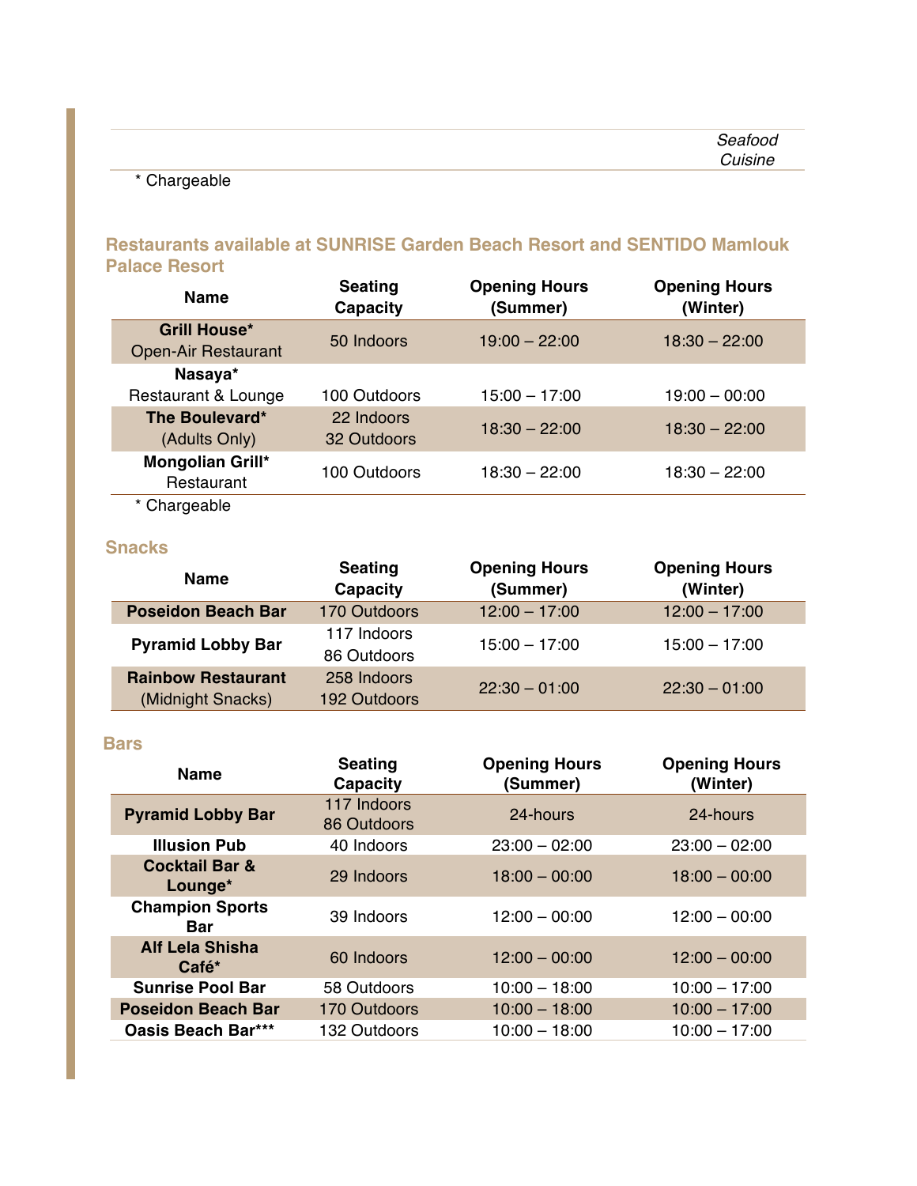| | | | Seafood Cuisine |
|---|---|---|---|

\* Chargeable

## Restaurants available at SUNRISE Garden Beach Resort and SENTIDO Mamlouk Palace Resort

| Name | Seating Capacity | Opening Hours (Summer) | Opening Hours (Winter) |
|---|---|---|---|
| **Grill House*** Open-Air Restaurant | 50 Indoors | 19:00 – 22:00 | 18:30 – 22:00 |
| **Nasaya*** Restaurant & Lounge | 100 Outdoors | 15:00 – 17:00 | 19:00 – 00:00 |
| **The Boulevard*** (Adults Only) | 22 Indoors 32 Outdoors | 18:30 – 22:00 | 18:30 – 22:00 |
| **Mongolian Grill*** Restaurant | 100 Outdoors | 18:30 – 22:00 | 18:30 – 22:00 |

\* Chargeable

## Snacks

| Name | Seating Capacity | Opening Hours (Summer) | Opening Hours (Winter) |
|---|---|---|---|
| **Poseidon Beach Bar** | 170 Outdoors | 12:00 – 17:00 | 12:00 – 17:00 |
| **Pyramid Lobby Bar** | 117 Indoors 86 Outdoors | 15:00 – 17:00 | 15:00 – 17:00 |
| **Rainbow Restaurant** (Midnight Snacks) | 258 Indoors 192 Outdoors | 22:30 – 01:00 | 22:30 – 01:00 |

## Bars

| Name | Seating Capacity | Opening Hours (Summer) | Opening Hours (Winter) |
|---|---|---|---|
| **Pyramid Lobby Bar** | 117 Indoors 86 Outdoors | 24-hours | 24-hours |
| **Illusion Pub** | 40 Indoors | 23:00 – 02:00 | 23:00 – 02:00 |
| **Cocktail Bar & Lounge*** | 29 Indoors | 18:00 – 00:00 | 18:00 – 00:00 |
| **Champion Sports Bar** | 39 Indoors | 12:00 – 00:00 | 12:00 – 00:00 |
| **Alf Lela Shisha Café*** | 60 Indoors | 12:00 – 00:00 | 12:00 – 00:00 |
| **Sunrise Pool Bar** | 58 Outdoors | 10:00 – 18:00 | 10:00 – 17:00 |
| **Poseidon Beach Bar** | 170 Outdoors | 10:00 – 18:00 | 10:00 – 17:00 |
| **Oasis Beach Bar***** | 132 Outdoors | 10:00 – 18:00 | 10:00 – 17:00 |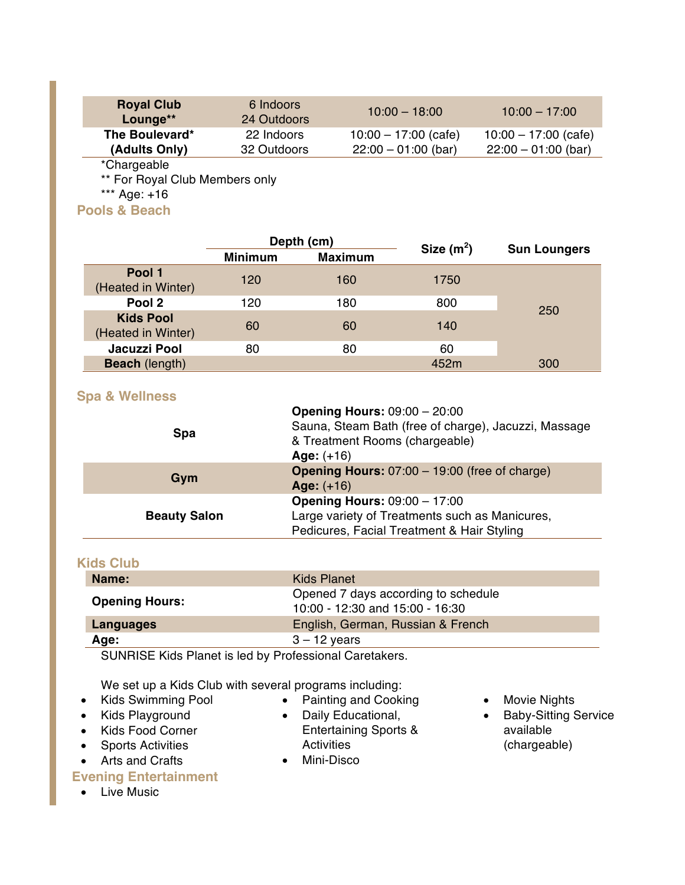| | | | |
|---|---|---|---|
| **Royal Club Lounge**** | 6 Indoors<br>24 Outdoors | 10:00 – 18:00 | 10:00 – 17:00 |
| **The Boulevard* (Adults Only)** | 22 Indoors<br>32 Outdoors | 10:00 – 17:00 (cafe)<br>22:00 – 01:00 (bar) | 10:00 – 17:00 (cafe)<br>22:00 – 01:00 (bar) |

*Chargeable
** For Royal Club Members only
*** Age: +16

## Pools & Beach

| | Depth (cm) | | Size ($m^2$) | Sun Loungers |
|---|---|---|---|---|
| | **Minimum** | **Maximum** | | |
| **Pool 1** (Heated in Winter) | 120 | 160 | 1750 | 250 |
| **Pool 2** | 120 | 180 | 800 | |
| **Kids Pool** (Heated in Winter) | 60 | 60 | 140 | |
| **Jacuzzi Pool** | 80 | 80 | 60 | |
| **Beach** (length) | | | 452m | 300 |

## Spa & Wellness

| | |
|---|---|
| **Spa** | **Opening Hours:** 09:00 – 20:00<br>Sauna, Steam Bath (free of charge), Jacuzzi, Massage & Treatment Rooms (chargeable)<br>**Age:** (+16) |
| **Gym** | **Opening Hours:** 07:00 – 19:00 (free of charge)<br>**Age:** (+16) |
| **Beauty Salon** | **Opening Hours:** 09:00 – 17:00<br>Large variety of Treatments such as Manicures, Pedicures, Facial Treatment & Hair Styling |

## Kids Club

| | |
|---|---|
| **Name:** | Kids Planet |
| **Opening Hours:** | Opened 7 days according to schedule<br>10:00 - 12:30 and 15:00 - 16:30 |
| **Languages** | English, German, Russian & French |
| **Age:** | 3 – 12 years |

SUNRISE Kids Planet is led by Professional Caretakers.

We set up a Kids Club with several programs including:

- Kids Swimming Pool
- Kids Playground
- Kids Food Corner
- Sports Activities
- Arts and Crafts
- Painting and Cooking
- Daily Educational, Entertaining Sports & Activities
- Mini-Disco
- Movie Nights
- Baby-Sitting Service available (chargeable)

## Evening Entertainment

- Live Music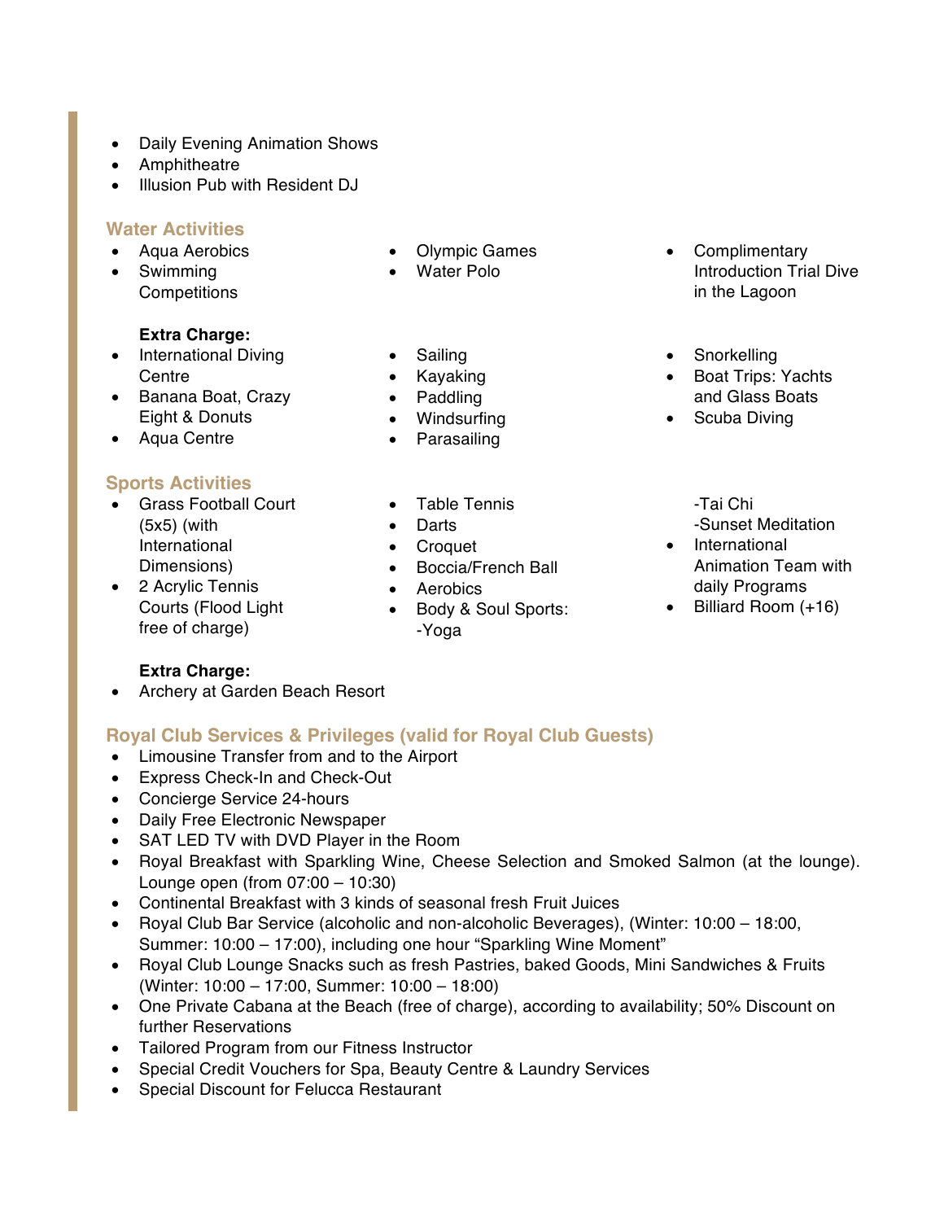- Daily Evening Animation Shows
- Amphitheatre
- Illusion Pub with Resident DJ

## Water Activities

- Aqua Aerobics
- Swimming Competitions
- Olympic Games
- Water Polo
- Complimentary Introduction Trial Dive in the Lagoon

**Extra Charge:**

- International Diving Centre
- Banana Boat, Crazy Eight & Donuts
- Aqua Centre
- Sailing
- Kayaking
- Paddling
- Windsurfing
- Parasailing
- Snorkelling
- Boat Trips: Yachts and Glass Boats
- Scuba Diving

## Sports Activities

- Grass Football Court (5x5) (with International Dimensions)
- 2 Acrylic Tennis Courts (Flood Light free of charge)
- Table Tennis
- Darts
- Croquet
- Boccia/French Ball
- Aerobics
- Body & Soul Sports:
  -Yoga
  -Tai Chi
  -Sunset Meditation
- International Animation Team with daily Programs
- Billiard Room (+16)

**Extra Charge:**

- Archery at Garden Beach Resort

## Royal Club Services & Privileges (valid for Royal Club Guests)

- Limousine Transfer from and to the Airport
- Express Check-In and Check-Out
- Concierge Service 24-hours
- Daily Free Electronic Newspaper
- SAT LED TV with DVD Player in the Room
- Royal Breakfast with Sparkling Wine, Cheese Selection and Smoked Salmon (at the lounge). Lounge open (from 07:00 – 10:30)
- Continental Breakfast with 3 kinds of seasonal fresh Fruit Juices
- Royal Club Bar Service (alcoholic and non-alcoholic Beverages), (Winter: 10:00 – 18:00, Summer: 10:00 – 17:00), including one hour "Sparkling Wine Moment"
- Royal Club Lounge Snacks such as fresh Pastries, baked Goods, Mini Sandwiches & Fruits (Winter: 10:00 – 17:00, Summer: 10:00 – 18:00)
- One Private Cabana at the Beach (free of charge), according to availability; 50% Discount on further Reservations
- Tailored Program from our Fitness Instructor
- Special Credit Vouchers for Spa, Beauty Centre & Laundry Services
- Special Discount for Felucca Restaurant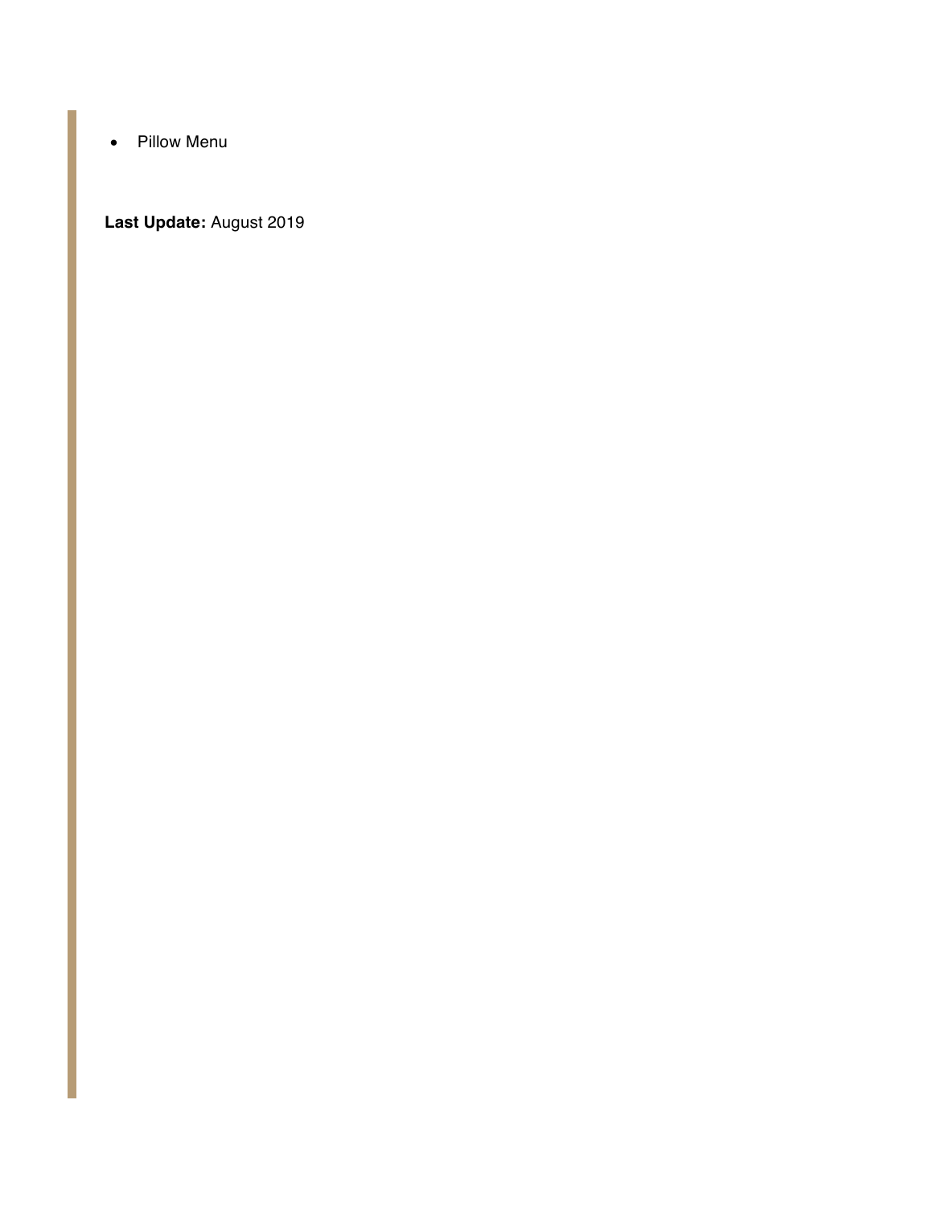- Pillow Menu

**Last Update:** August 2019